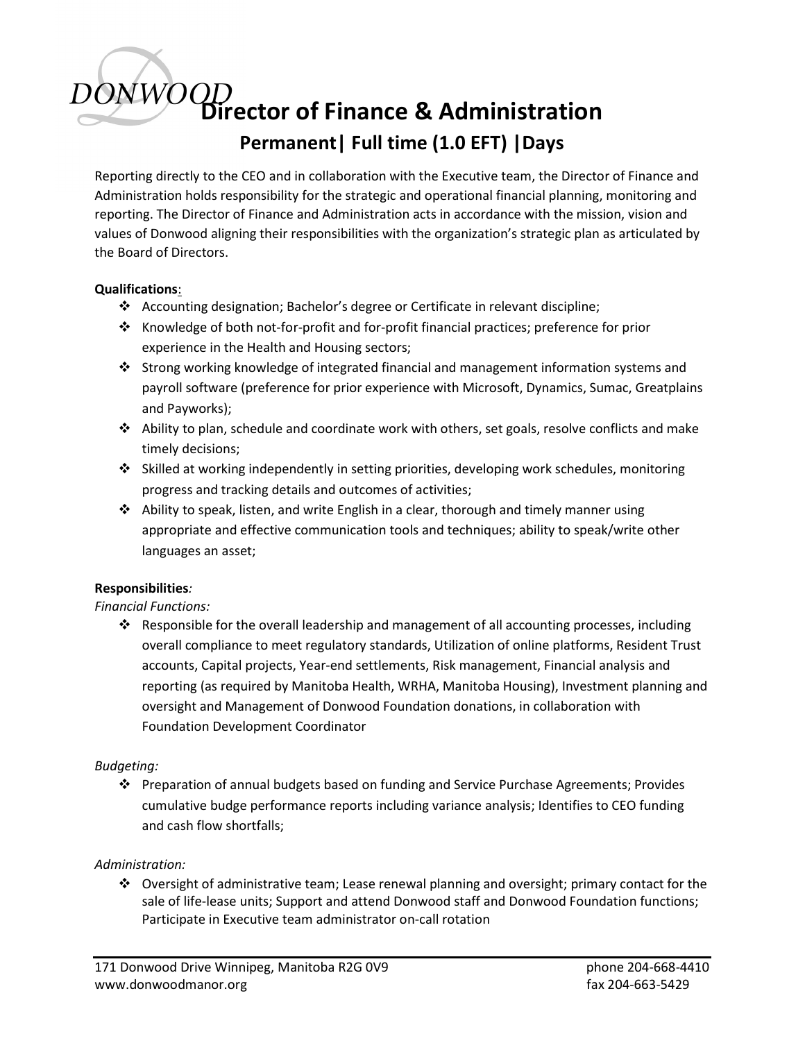DONWOOD

# Director of Finance & Administration

## Permanent| Full time (1.0 EFT) |Days

Reporting directly to the CEO and in collaboration with the Executive team, the Director of Finance and Administration holds responsibility for the strategic and operational financial planning, monitoring and reporting. The Director of Finance and Administration acts in accordance with the mission, vision and values of Donwood aligning their responsibilities with the organization's strategic plan as articulated by the Board of Directors.

**Qualifications**:

- ❖ Accounting designation; Bachelor's degree or Certificate in relevant discipline;
- ❖ Knowledge of both not-for-profit and for-profit financial practices; preference for prior experience in the Health and Housing sectors;
- ❖ Strong working knowledge of integrated financial and management information systems and payroll software (preference for prior experience with Microsoft, Dynamics, Sumac, Greatplains and Payworks);
- ❖ Ability to plan, schedule and coordinate work with others, set goals, resolve conflicts and make timely decisions;
- ❖ Skilled at working independently in setting priorities, developing work schedules, monitoring progress and tracking details and outcomes of activities;
- ❖ Ability to speak, listen, and write English in a clear, thorough and timely manner using appropriate and effective communication tools and techniques; ability to speak/write other languages an asset;

**Responsibilities***:*

*Financial Functions:*

- ❖ Responsible for the overall leadership and management of all accounting processes, including overall compliance to meet regulatory standards, Utilization of online platforms, Resident Trust accounts, Capital projects, Year-end settlements, Risk management, Financial analysis and reporting (as required by Manitoba Health, WRHA, Manitoba Housing), Investment planning and oversight and Management of Donwood Foundation donations, in collaboration with Foundation Development Coordinator

*Budgeting:*

- ❖ Preparation of annual budgets based on funding and Service Purchase Agreements; Provides cumulative budge performance reports including variance analysis; Identifies to CEO funding and cash flow shortfalls;

*Administration:*

- ❖ Oversight of administrative team; Lease renewal planning and oversight; primary contact for the sale of life-lease units; Support and attend Donwood staff and Donwood Foundation functions; Participate in Executive team administrator on-call rotation

171 Donwood Drive Winnipeg, Manitoba R2G 0V9 phone 204-668-4410
www.donwoodmanor.org fax 204-663-5429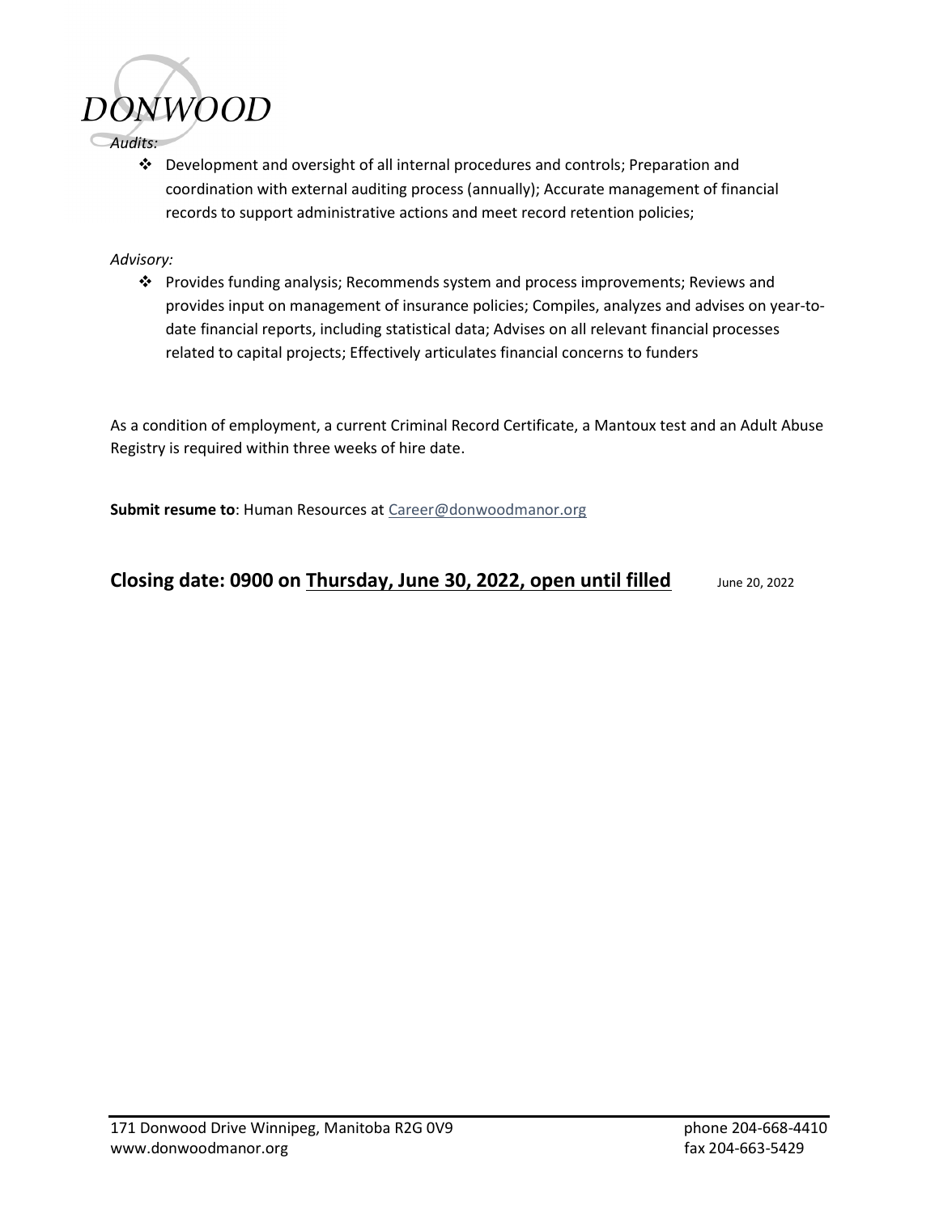*Audits:*

- ❖ Development and oversight of all internal procedures and controls; Preparation and coordination with external auditing process (annually); Accurate management of financial records to support administrative actions and meet record retention policies;

*Advisory:*

- ❖ Provides funding analysis; Recommends system and process improvements; Reviews and provides input on management of insurance policies; Compiles, analyzes and advises on year-to-date financial reports, including statistical data; Advises on all relevant financial processes related to capital projects; Effectively articulates financial concerns to funders

As a condition of employment, a current Criminal Record Certificate, a Mantoux test and an Adult Abuse Registry is required within three weeks of hire date.

**Submit resume to**: Human Resources at Career@donwoodmanor.org

## Closing date: 0900 on Thursday, June 30, 2022, open until filled

June 20, 2022